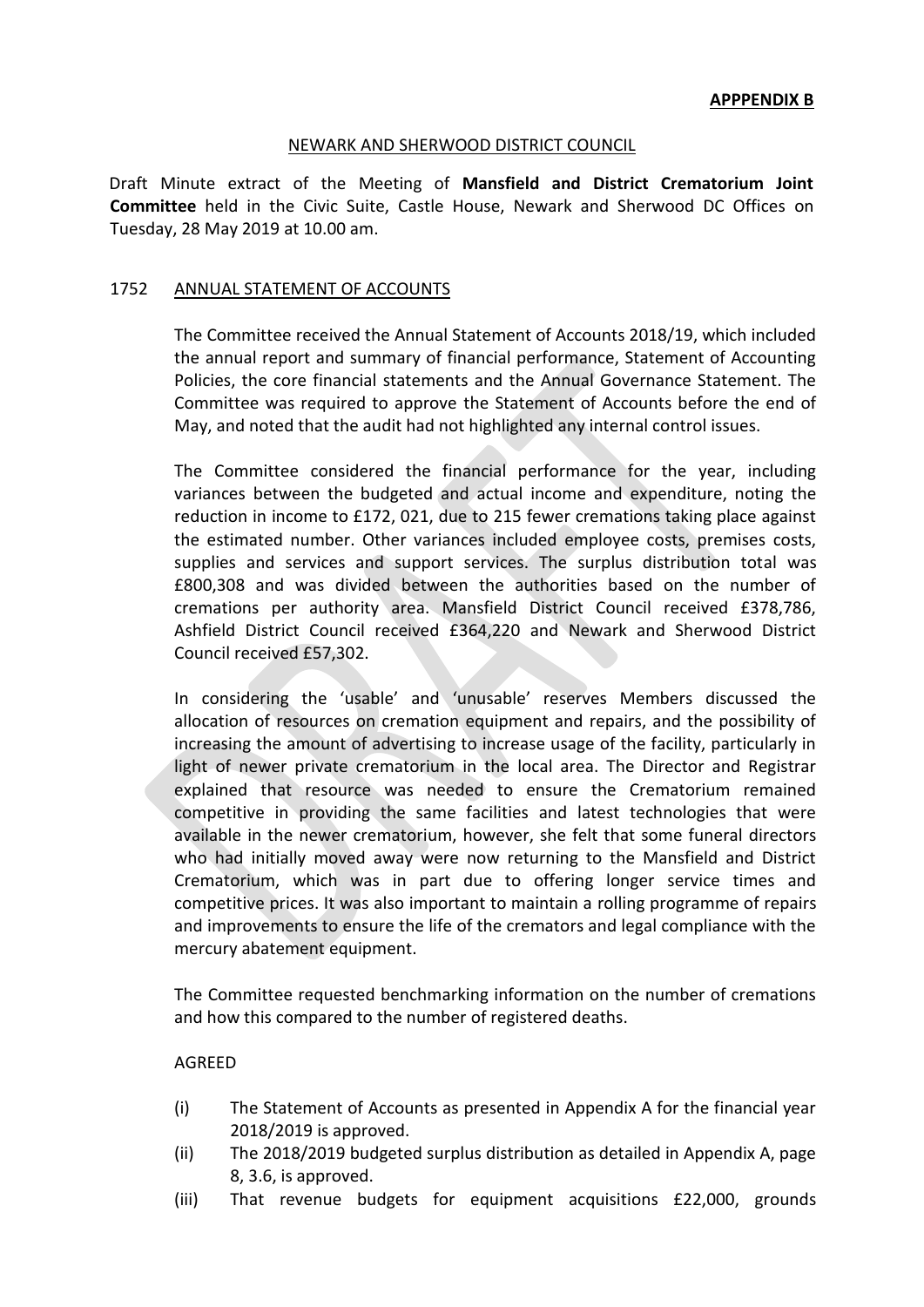**APPPENDIX B**

NEWARK AND SHERWOOD DISTRICT COUNCIL

Draft Minute extract of the Meeting of **Mansfield and District Crematorium Joint Committee** held in the Civic Suite, Castle House, Newark and Sherwood DC Offices on Tuesday, 28 May 2019 at 10.00 am.

1752 ANNUAL STATEMENT OF ACCOUNTS

The Committee received the Annual Statement of Accounts 2018/19, which included the annual report and summary of financial performance, Statement of Accounting Policies, the core financial statements and the Annual Governance Statement. The Committee was required to approve the Statement of Accounts before the end of May, and noted that the audit had not highlighted any internal control issues.

The Committee considered the financial performance for the year, including variances between the budgeted and actual income and expenditure, noting the reduction in income to £172, 021, due to 215 fewer cremations taking place against the estimated number. Other variances included employee costs, premises costs, supplies and services and support services. The surplus distribution total was £800,308 and was divided between the authorities based on the number of cremations per authority area. Mansfield District Council received £378,786, Ashfield District Council received £364,220 and Newark and Sherwood District Council received £57,302.

In considering the 'usable' and 'unusable' reserves Members discussed the allocation of resources on cremation equipment and repairs, and the possibility of increasing the amount of advertising to increase usage of the facility, particularly in light of newer private crematorium in the local area. The Director and Registrar explained that resource was needed to ensure the Crematorium remained competitive in providing the same facilities and latest technologies that were available in the newer crematorium, however, she felt that some funeral directors who had initially moved away were now returning to the Mansfield and District Crematorium, which was in part due to offering longer service times and competitive prices. It was also important to maintain a rolling programme of repairs and improvements to ensure the life of the cremators and legal compliance with the mercury abatement equipment.

The Committee requested benchmarking information on the number of cremations and how this compared to the number of registered deaths.

AGREED

(i) The Statement of Accounts as presented in Appendix A for the financial year 2018/2019 is approved.

(ii) The 2018/2019 budgeted surplus distribution as detailed in Appendix A, page 8, 3.6, is approved.

(iii) That revenue budgets for equipment acquisitions £22,000, grounds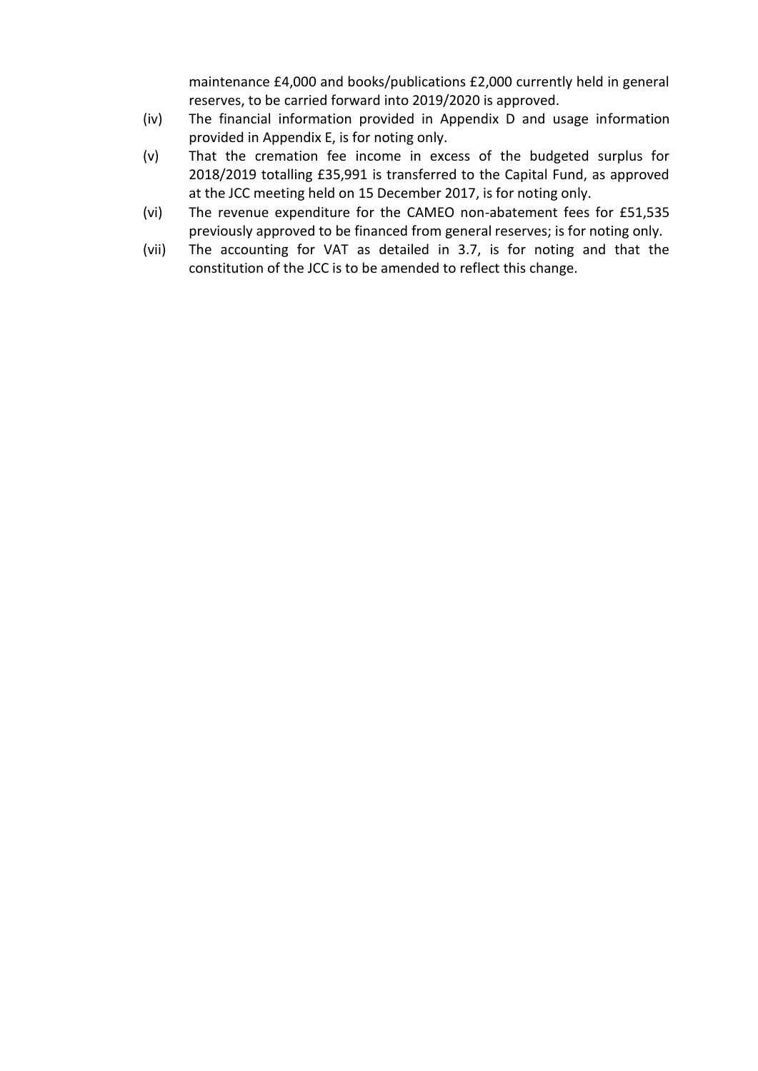maintenance £4,000 and books/publications £2,000 currently held in general reserves, to be carried forward into 2019/2020 is approved.

(iv) The financial information provided in Appendix D and usage information provided in Appendix E, is for noting only.

(v) That the cremation fee income in excess of the budgeted surplus for 2018/2019 totalling £35,991 is transferred to the Capital Fund, as approved at the JCC meeting held on 15 December 2017, is for noting only.

(vi) The revenue expenditure for the CAMEO non-abatement fees for £51,535 previously approved to be financed from general reserves; is for noting only.

(vii) The accounting for VAT as detailed in 3.7, is for noting and that the constitution of the JCC is to be amended to reflect this change.